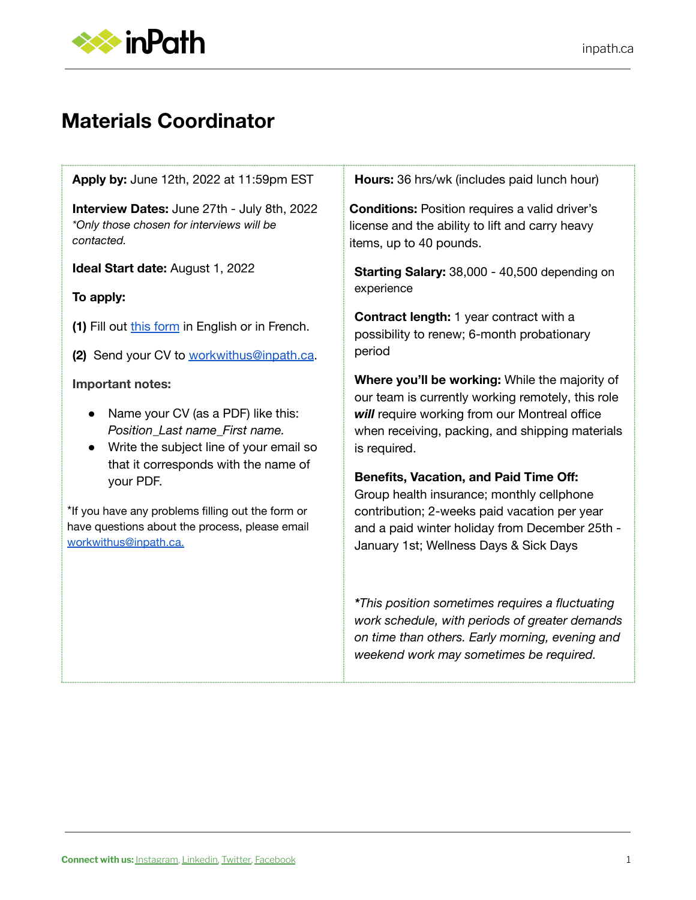# Materials Coordinator

**Apply by:** June 12th, 2022 at 11:59pm EST

**Interview Dates:** June 27th - July 8th, 2022
*\*Only those chosen for interviews will be contacted.*

**Ideal Start date:** August 1, 2022

**To apply:**

**(1)** Fill out [this form]() in English or in French.

**(2)** Send your CV to [workwithus@inpath.ca]().

**Important notes:**

- Name your CV (as a PDF) like this: *Position_Last name_First name.*
- Write the subject line of your email so that it corresponds with the name of your PDF.

*If you have any problems filling out the form or have questions about the process, please email [workwithus@inpath.ca.]()

**Hours:** 36 hrs/wk (includes paid lunch hour)

**Conditions:** Position requires a valid driver's license and the ability to lift and carry heavy items, up to 40 pounds.

**Starting Salary:** 38,000 - 40,500 depending on experience

**Contract length:** 1 year contract with a possibility to renew; 6-month probationary period

**Where you'll be working:** While the majority of our team is currently working remotely, this role ***will*** require working from our Montreal office when receiving, packing, and shipping materials is required.

**Benefits, Vacation, and Paid Time Off:**
Group health insurance; monthly cellphone contribution; 2-weeks paid vacation per year and a paid winter holiday from December 25th - January 1st; Wellness Days & Sick Days

*\*This position sometimes requires a fluctuating work schedule, with periods of greater demands on time than others. Early morning, evening and weekend work may sometimes be required.*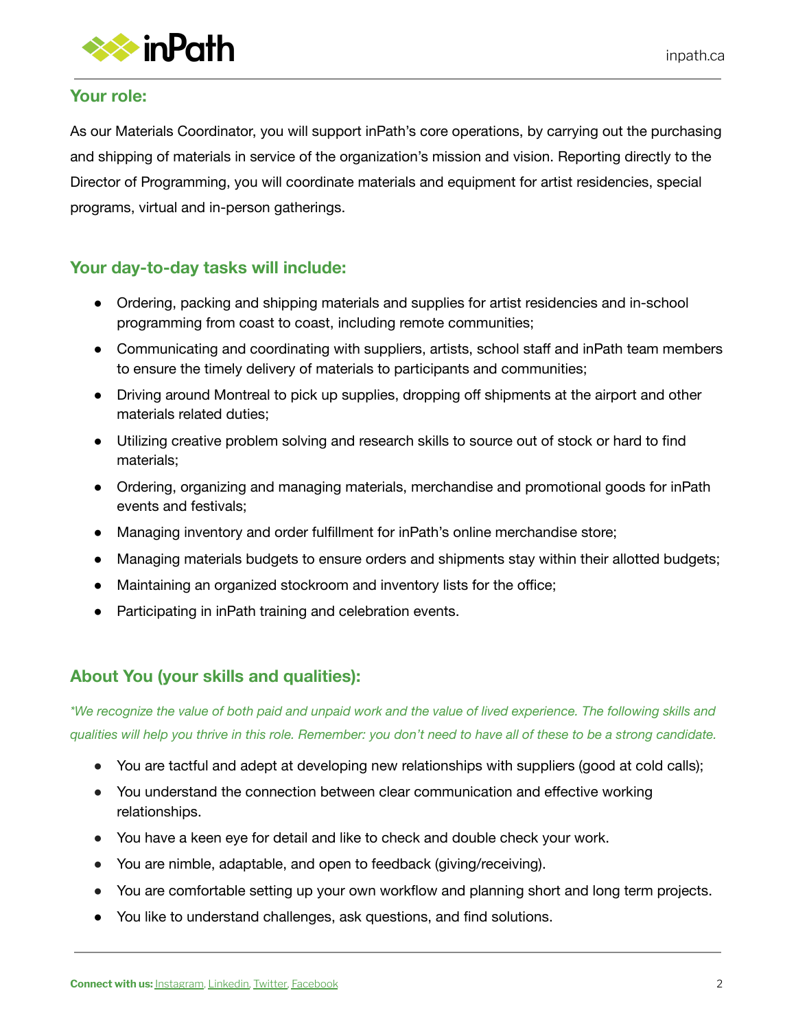## Your role:

As our Materials Coordinator, you will support inPath's core operations, by carrying out the purchasing and shipping of materials in service of the organization's mission and vision. Reporting directly to the Director of Programming, you will coordinate materials and equipment for artist residencies, special programs, virtual and in-person gatherings.

## Your day-to-day tasks will include:

- Ordering, packing and shipping materials and supplies for artist residencies and in-school programming from coast to coast, including remote communities;
- Communicating and coordinating with suppliers, artists, school staff and inPath team members to ensure the timely delivery of materials to participants and communities;
- Driving around Montreal to pick up supplies, dropping off shipments at the airport and other materials related duties;
- Utilizing creative problem solving and research skills to source out of stock or hard to find materials;
- Ordering, organizing and managing materials, merchandise and promotional goods for inPath events and festivals;
- Managing inventory and order fulfillment for inPath's online merchandise store;
- Managing materials budgets to ensure orders and shipments stay within their allotted budgets;
- Maintaining an organized stockroom and inventory lists for the office;
- Participating in inPath training and celebration events.

## About You (your skills and qualities):

*\*We recognize the value of both paid and unpaid work and the value of lived experience. The following skills and qualities will help you thrive in this role. Remember: you don't need to have all of these to be a strong candidate.*

- You are tactful and adept at developing new relationships with suppliers (good at cold calls);
- You understand the connection between clear communication and effective working relationships.
- You have a keen eye for detail and like to check and double check your work.
- You are nimble, adaptable, and open to feedback (giving/receiving).
- You are comfortable setting up your own workflow and planning short and long term projects.
- You like to understand challenges, ask questions, and find solutions.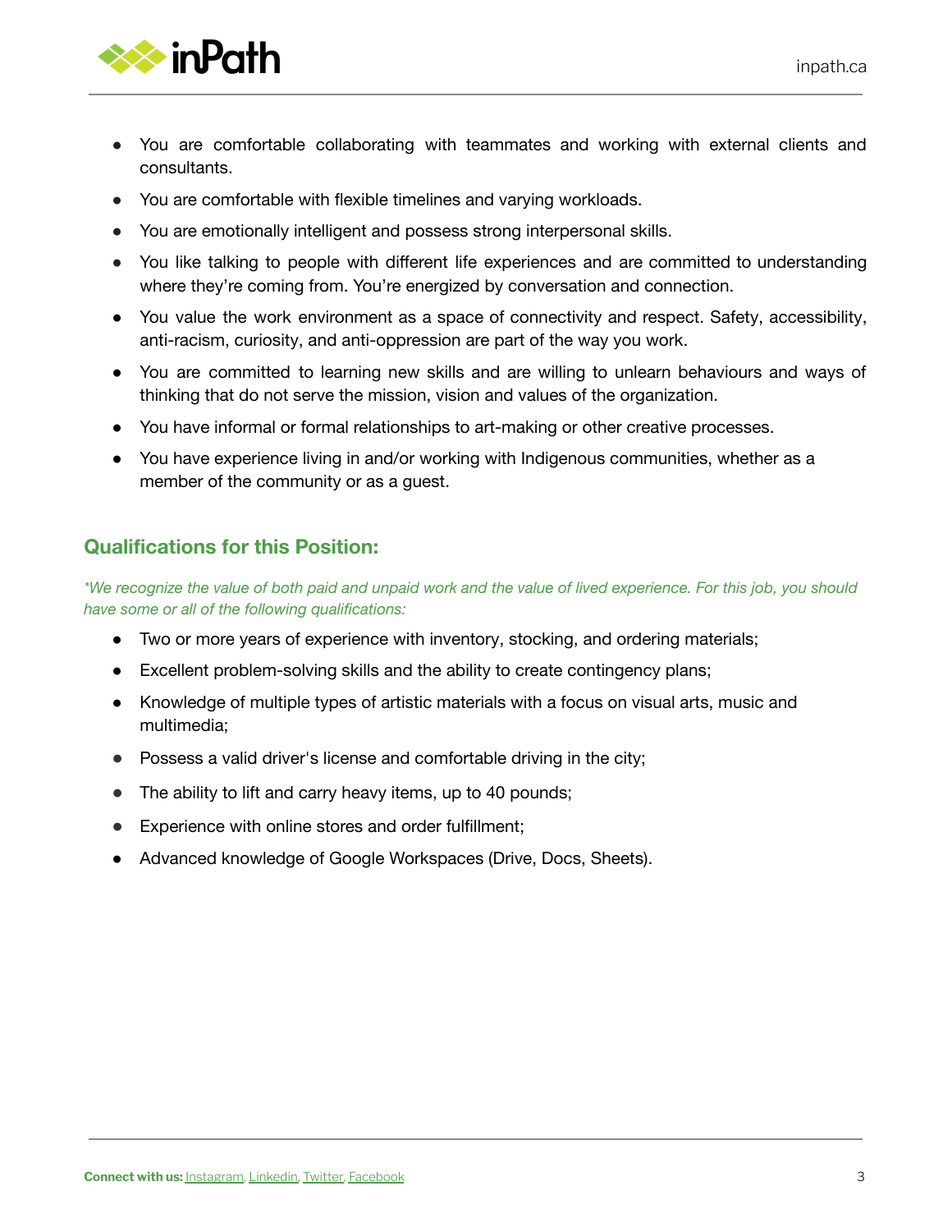- You are comfortable collaborating with teammates and working with external clients and consultants.
- You are comfortable with flexible timelines and varying workloads.
- You are emotionally intelligent and possess strong interpersonal skills.
- You like talking to people with different life experiences and are committed to understanding where they're coming from. You're energized by conversation and connection.
- You value the work environment as a space of connectivity and respect. Safety, accessibility, anti-racism, curiosity, and anti-oppression are part of the way you work.
- You are committed to learning new skills and are willing to unlearn behaviours and ways of thinking that do not serve the mission, vision and values of the organization.
- You have informal or formal relationships to art-making or other creative processes.
- You have experience living in and/or working with Indigenous communities, whether as a member of the community or as a guest.

## Qualifications for this Position:

*\*We recognize the value of both paid and unpaid work and the value of lived experience. For this job, you should have some or all of the following qualifications:*

- Two or more years of experience with inventory, stocking, and ordering materials;
- Excellent problem-solving skills and the ability to create contingency plans;
- Knowledge of multiple types of artistic materials with a focus on visual arts, music and multimedia;
- Possess a valid driver's license and comfortable driving in the city;
- The ability to lift and carry heavy items, up to 40 pounds;
- Experience with online stores and order fulfillment;
- Advanced knowledge of Google Workspaces (Drive, Docs, Sheets).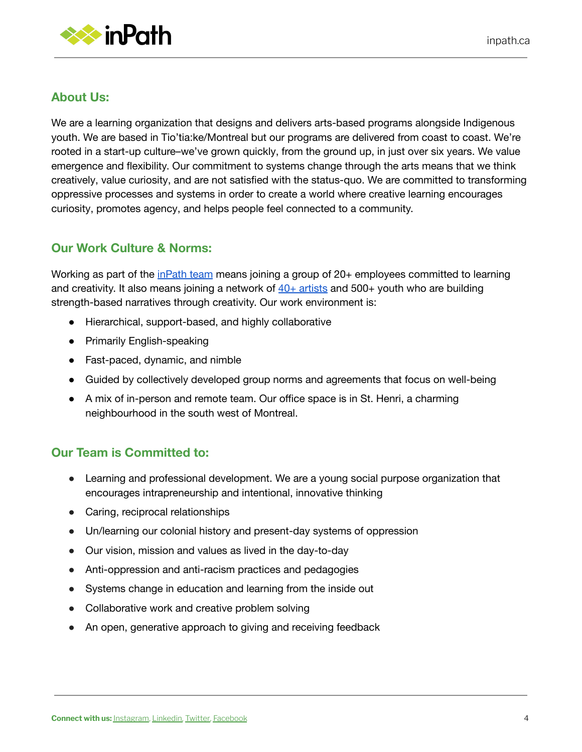## About Us:

We are a learning organization that designs and delivers arts-based programs alongside Indigenous youth. We are based in Tio'tia:ke/Montreal but our programs are delivered from coast to coast. We're rooted in a start-up culture–we've grown quickly, from the ground up, in just over six years. We value emergence and flexibility. Our commitment to systems change through the arts means that we think creatively, value curiosity, and are not satisfied with the status-quo. We are committed to transforming oppressive processes and systems in order to create a world where creative learning encourages curiosity, promotes agency, and helps people feel connected to a community.

## Our Work Culture & Norms:

Working as part of the inPath team means joining a group of 20+ employees committed to learning and creativity. It also means joining a network of 40+ artists and 500+ youth who are building strength-based narratives through creativity. Our work environment is:

- Hierarchical, support-based, and highly collaborative
- Primarily English-speaking
- Fast-paced, dynamic, and nimble
- Guided by collectively developed group norms and agreements that focus on well-being
- A mix of in-person and remote team. Our office space is in St. Henri, a charming neighbourhood in the south west of Montreal.

## Our Team is Committed to:

- Learning and professional development. We are a young social purpose organization that encourages intrapreneurship and intentional, innovative thinking
- Caring, reciprocal relationships
- Un/learning our colonial history and present-day systems of oppression
- Our vision, mission and values as lived in the day-to-day
- Anti-oppression and anti-racism practices and pedagogies
- Systems change in education and learning from the inside out
- Collaborative work and creative problem solving
- An open, generative approach to giving and receiving feedback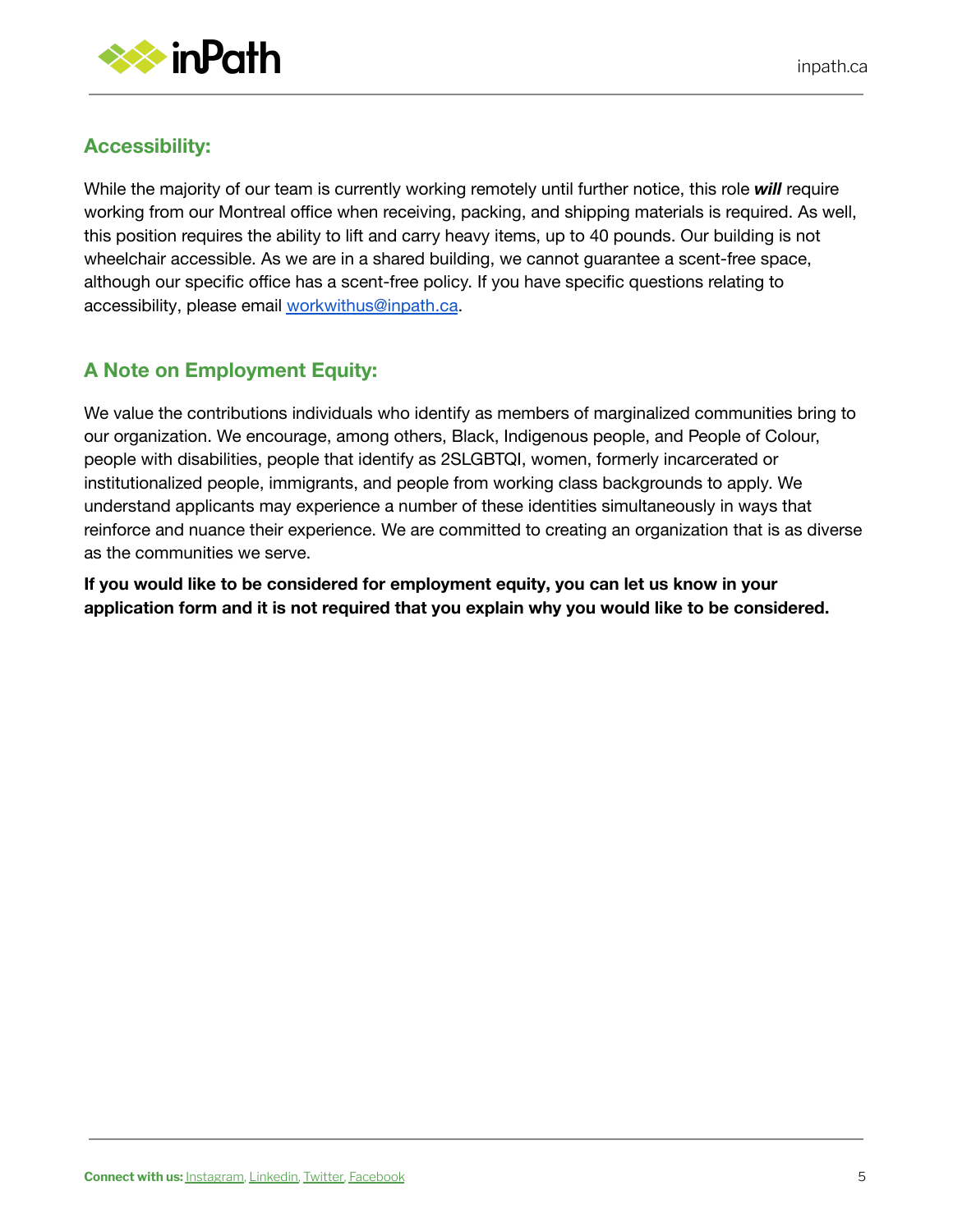## Accessibility:

While the majority of our team is currently working remotely until further notice, this role ***will*** require working from our Montreal office when receiving, packing, and shipping materials is required. As well, this position requires the ability to lift and carry heavy items, up to 40 pounds. Our building is not wheelchair accessible. As we are in a shared building, we cannot guarantee a scent-free space, although our specific office has a scent-free policy. If you have specific questions relating to accessibility, please email [workwithus@inpath.ca](mailto:workwithus@inpath.ca).

## A Note on Employment Equity:

We value the contributions individuals who identify as members of marginalized communities bring to our organization. We encourage, among others, Black, Indigenous people, and People of Colour, people with disabilities, people that identify as 2SLGBTQI, women, formerly incarcerated or institutionalized people, immigrants, and people from working class backgrounds to apply. We understand applicants may experience a number of these identities simultaneously in ways that reinforce and nuance their experience. We are committed to creating an organization that is as diverse as the communities we serve.

**If you would like to be considered for employment equity, you can let us know in your application form and it is not required that you explain why you would like to be considered.**